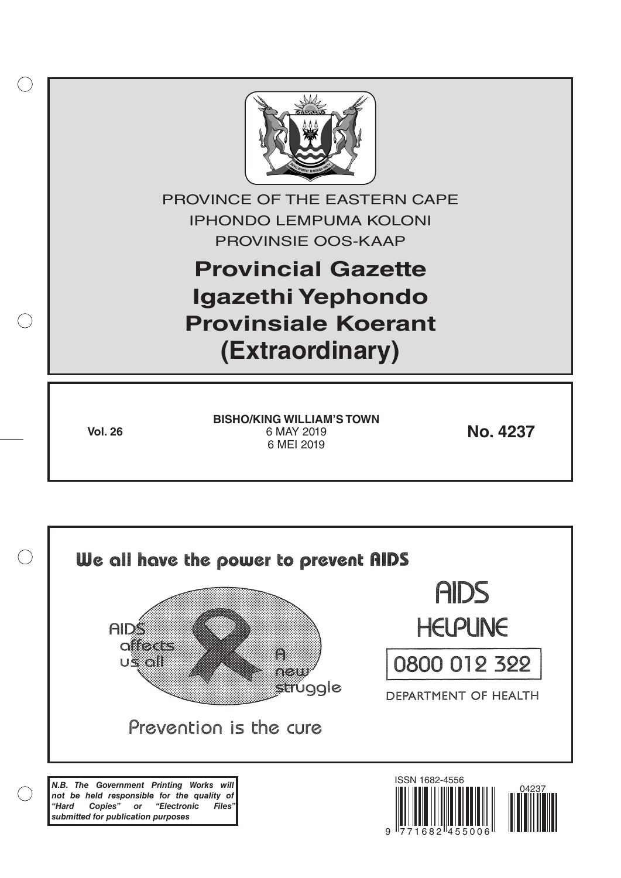PROVINCE OF THE EASTERN CAPE

IPHONDO LEMPUMA KOLONI

PROVINSIE OOS-KAAP

# Provincial Gazette
# Igazethi Yephondo
# Provinsiale Koerant
# (Extraordinary)

**Vol. 26**

**BISHO/KING WILLIAM'S TOWN**

6 MAY 2019

6 MEI 2019

**No. 4237**

We all have the power to prevent AIDS

AIDS affects us all

A new struggle

Prevention is the cure

AIDS HELPLINE

0800 012 322

DEPARTMENT OF HEALTH

***N.B. The Government Printing Works will not be held responsible for the quality of "Hard Copies" or "Electronic Files" submitted for publication purposes***

ISSN 1682-4556

9 771682 455006

04237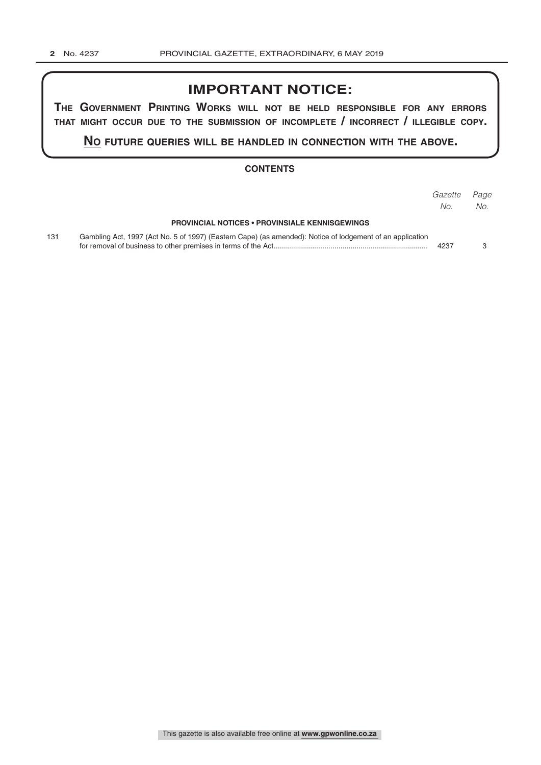## IMPORTANT NOTICE:

**THE GOVERNMENT PRINTING WORKS WILL NOT BE HELD RESPONSIBLE FOR ANY ERRORS THAT MIGHT OCCUR DUE TO THE SUBMISSION OF INCOMPLETE / INCORRECT / ILLEGIBLE COPY.**

**NO FUTURE QUERIES WILL BE HANDLED IN CONNECTION WITH THE ABOVE.**

### CONTENTS

| | | *Gazette No.* | *Page No.* |
|---|---|---|---|
| | **PROVINCIAL NOTICES • PROVINSIALE KENNISGEWINGS** | | |
| 131 | Gambling Act, 1997 (Act No. 5 of 1997) (Eastern Cape) (as amended): Notice of lodgement of an application for removal of business to other premises in terms of the Act | 4237 | 3 |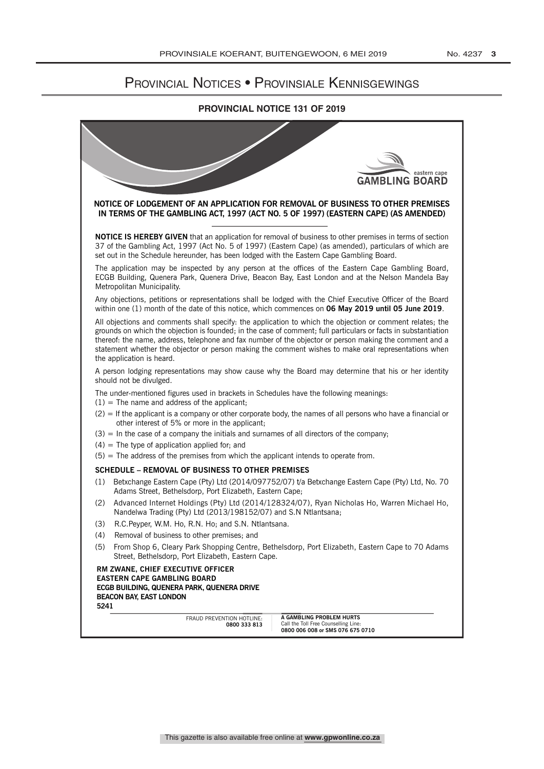# Provincial Notices • Provinsiale Kennisgewings

## PROVINCIAL NOTICE 131 OF 2019

eastern cape
GAMBLING BOARD

### NOTICE OF LODGEMENT OF AN APPLICATION FOR REMOVAL OF BUSINESS TO OTHER PREMISES IN TERMS OF THE GAMBLING ACT, 1997 (ACT NO. 5 OF 1997) (EASTERN CAPE) (AS AMENDED)

**NOTICE IS HEREBY GIVEN** that an application for removal of business to other premises in terms of section 37 of the Gambling Act, 1997 (Act No. 5 of 1997) (Eastern Cape) (as amended), particulars of which are set out in the Schedule hereunder, has been lodged with the Eastern Cape Gambling Board.

The application may be inspected by any person at the offices of the Eastern Cape Gambling Board, ECGB Building, Quenera Park, Quenera Drive, Beacon Bay, East London and at the Nelson Mandela Bay Metropolitan Municipality.

Any objections, petitions or representations shall be lodged with the Chief Executive Officer of the Board within one (1) month of the date of this notice, which commences on **06 May 2019 until 05 June 2019**.

All objections and comments shall specify: the application to which the objection or comment relates; the grounds on which the objection is founded; in the case of comment; full particulars or facts in substantiation thereof: the name, address, telephone and fax number of the objector or person making the comment and a statement whether the objector or person making the comment wishes to make oral representations when the application is heard.

A person lodging representations may show cause why the Board may determine that his or her identity should not be divulged.

The under-mentioned figures used in brackets in Schedules have the following meanings:

(1) = The name and address of the applicant;

(2) = If the applicant is a company or other corporate body, the names of all persons who have a financial or other interest of 5% or more in the applicant;

(3) = In the case of a company the initials and surnames of all directors of the company;

(4) = The type of application applied for; and

(5) = The address of the premises from which the applicant intends to operate from.

### SCHEDULE – REMOVAL OF BUSINESS TO OTHER PREMISES

(1) Betxchange Eastern Cape (Pty) Ltd (2014/097752/07) t/a Betxchange Eastern Cape (Pty) Ltd, No. 70 Adams Street, Bethelsdorp, Port Elizabeth, Eastern Cape;

(2) Advanced Internet Holdings (Pty) Ltd (2014/128324/07), Ryan Nicholas Ho, Warren Michael Ho, Nandelwa Trading (Pty) Ltd (2013/198152/07) and S.N Ntlantsana;

(3) R.C.Peyper, W.M. Ho, R.N. Ho; and S.N. Ntlantsana.

(4) Removal of business to other premises; and

(5) From Shop 6, Cleary Park Shopping Centre, Bethelsdorp, Port Elizabeth, Eastern Cape to 70 Adams Street, Bethelsdorp, Port Elizabeth, Eastern Cape.

**RM ZWANE, CHIEF EXECUTIVE OFFICER**
**EASTERN CAPE GAMBLING BOARD**
**ECGB BUILDING, QUENERA PARK, QUENERA DRIVE**
**BEACON BAY, EAST LONDON**
**5241**

FRAUD PREVENTION HOTLINE: **0800 333 813**

**A GAMBLING PROBLEM HURTS**
Call the Toll Free Counselling Line:
**0800 006 008 or SMS 076 675 0710**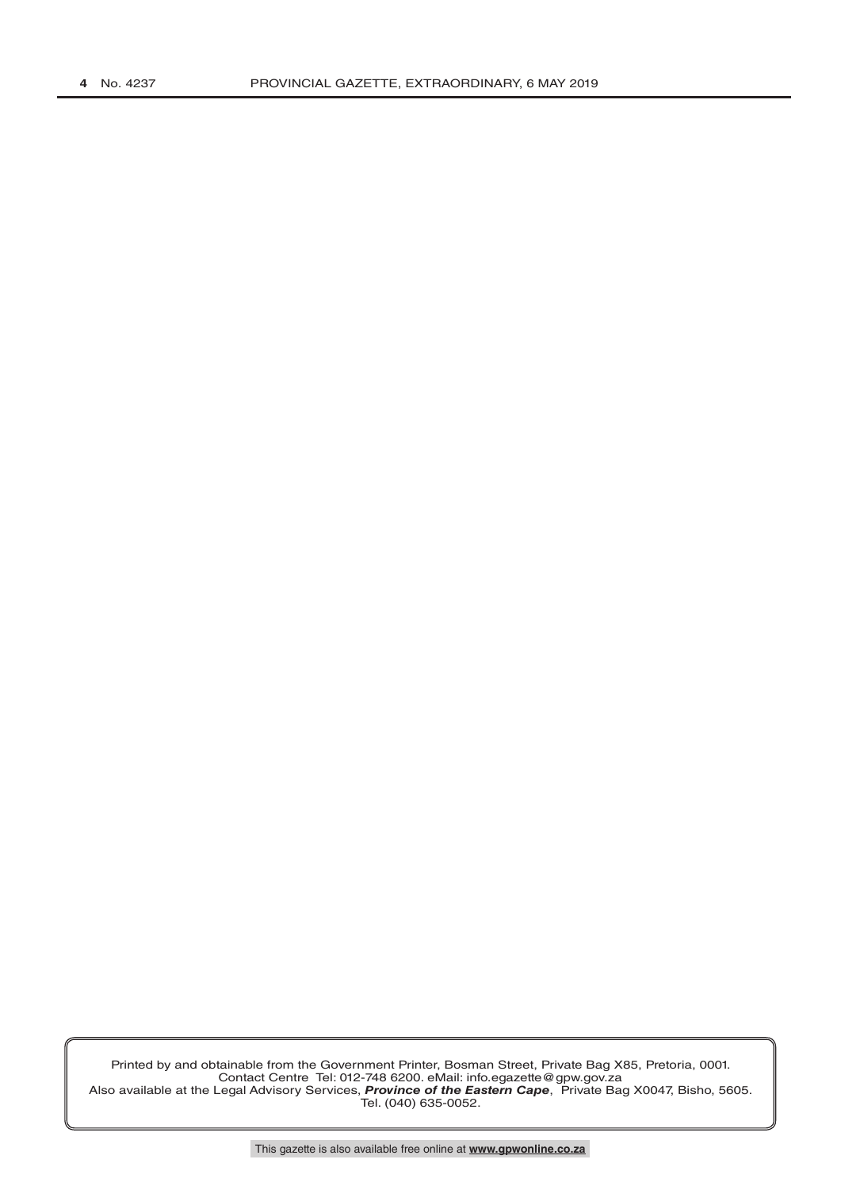Printed by and obtainable from the Government Printer, Bosman Street, Private Bag X85, Pretoria, 0001.
Contact Centre Tel: 012-748 6200. eMail: info.egazette@gpw.gov.za
Also available at the Legal Advisory Services, ***Province of the Eastern Cape***, Private Bag X0047, Bisho, 5605.
Tel. (040) 635-0052.

This gazette is also available free online at **www.gpwonline.co.za**